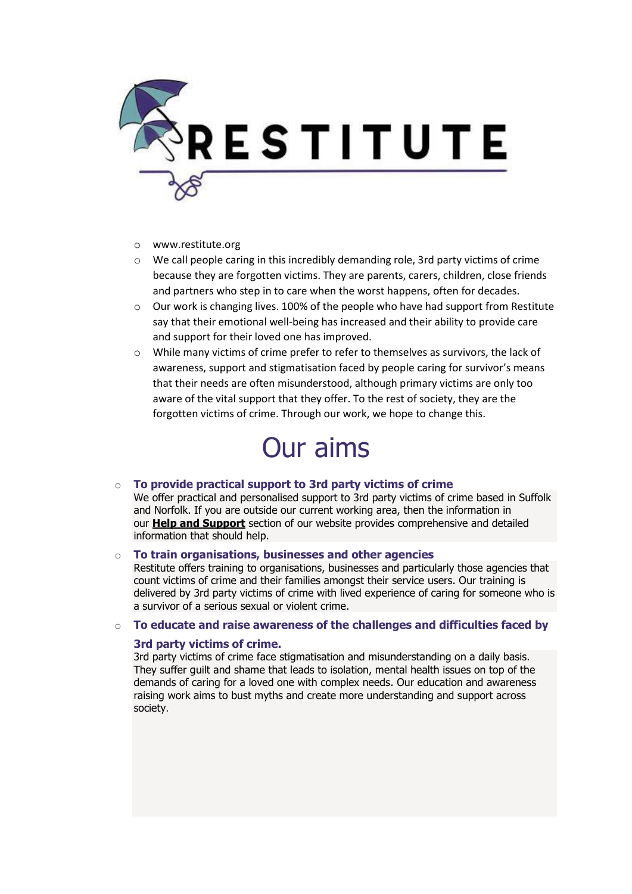# RESTITUTE

- www.restitute.org
- We call people caring in this incredibly demanding role, 3rd party victims of crime because they are forgotten victims. They are parents, carers, children, close friends and partners who step in to care when the worst happens, often for decades.
- Our work is changing lives. 100% of the people who have had support from Restitute say that their emotional well-being has increased and their ability to provide care and support for their loved one has improved.
- While many victims of crime prefer to refer to themselves as survivors, the lack of awareness, support and stigmatisation faced by people caring for survivor's means that their needs are often misunderstood, although primary victims are only too aware of the vital support that they offer. To the rest of society, they are the forgotten victims of crime. Through our work, we hope to change this.

## Our aims

- **To provide practical support to 3rd party victims of crime**
  We offer practical and personalised support to 3rd party victims of crime based in Suffolk and Norfolk. If you are outside our current working area, then the information in our **Help and Support** section of our website provides comprehensive and detailed information that should help.
- **To train organisations, businesses and other agencies**
  Restitute offers training to organisations, businesses and particularly those agencies that count victims of crime and their families amongst their service users. Our training is delivered by 3rd party victims of crime with lived experience of caring for someone who is a survivor of a serious sexual or violent crime.
- **To educate and raise awareness of the challenges and difficulties faced by 3rd party victims of crime.**
  3rd party victims of crime face stigmatisation and misunderstanding on a daily basis. They suffer guilt and shame that leads to isolation, mental health issues on top of the demands of caring for a loved one with complex needs. Our education and awareness raising work aims to bust myths and create more understanding and support across society.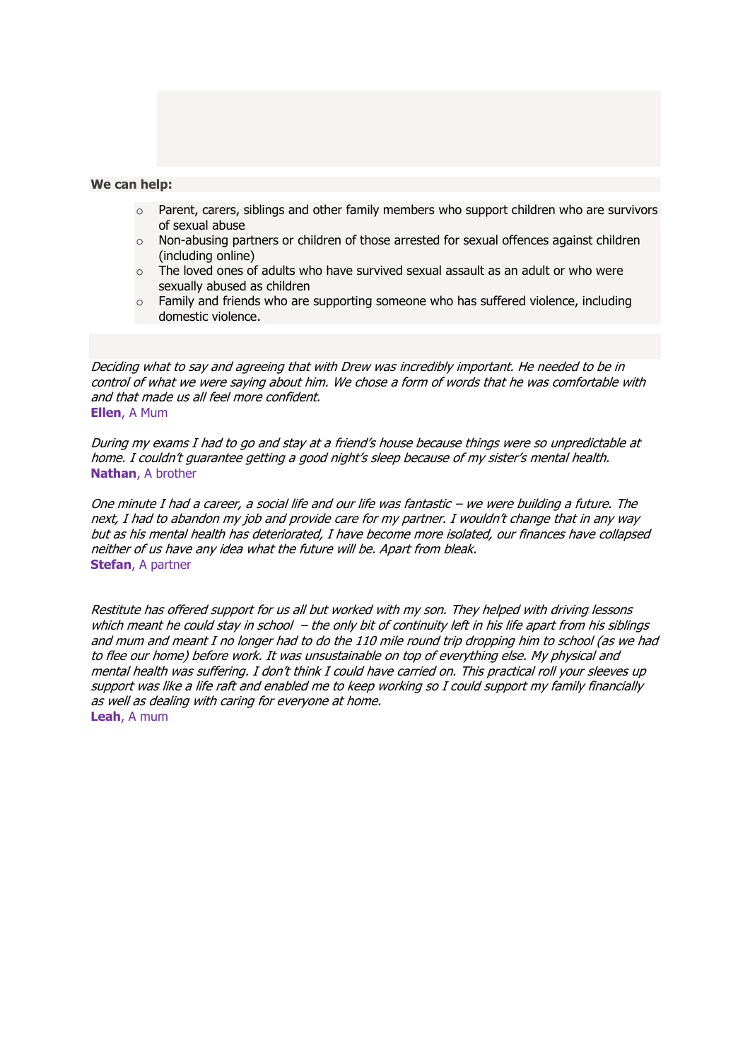**We can help:**

- Parent, carers, siblings and other family members who support children who are survivors of sexual abuse
- Non-abusing partners or children of those arrested for sexual offences against children (including online)
- The loved ones of adults who have survived sexual assault as an adult or who were sexually abused as children
- Family and friends who are supporting someone who has suffered violence, including domestic violence.

*Deciding what to say and agreeing that with Drew was incredibly important. He needed to be in control of what we were saying about him. We chose a form of words that he was comfortable with and that made us all feel more confident.*
**Ellen**, A Mum

*During my exams I had to go and stay at a friend's house because things were so unpredictable at home. I couldn't guarantee getting a good night's sleep because of my sister's mental health.*
**Nathan**, A brother

*One minute I had a career, a social life and our life was fantastic – we were building a future. The next, I had to abandon my job and provide care for my partner. I wouldn't change that in any way but as his mental health has deteriorated, I have become more isolated, our finances have collapsed neither of us have any idea what the future will be. Apart from bleak.*
**Stefan**, A partner

*Restitute has offered support for us all but worked with my son. They helped with driving lessons which meant he could stay in school – the only bit of continuity left in his life apart from his siblings and mum and meant I no longer had to do the 110 mile round trip dropping him to school (as we had to flee our home) before work. It was unsustainable on top of everything else. My physical and mental health was suffering. I don't think I could have carried on. This practical roll your sleeves up support was like a life raft and enabled me to keep working so I could support my family financially as well as dealing with caring for everyone at home.*
**Leah**, A mum